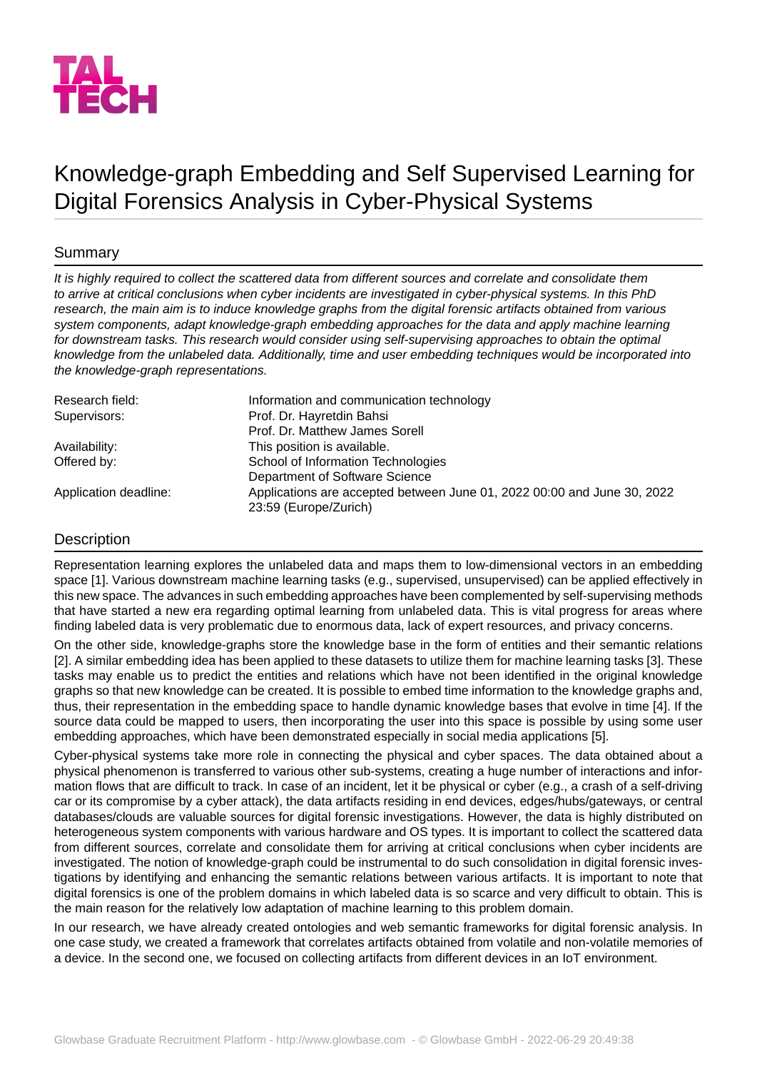TAL TECH

# Knowledge-graph Embedding and Self Supervised Learning for Digital Forensics Analysis in Cyber-Physical Systems

## Summary

*It is highly required to collect the scattered data from different sources and correlate and consolidate them to arrive at critical conclusions when cyber incidents are investigated in cyber-physical systems. In this PhD research, the main aim is to induce knowledge graphs from the digital forensic artifacts obtained from various system components, adapt knowledge-graph embedding approaches for the data and apply machine learning for downstream tasks. This research would consider using self-supervising approaches to obtain the optimal knowledge from the unlabeled data. Additionally, time and user embedding techniques would be incorporated into the knowledge-graph representations.*

| | |
|---|---|
| Research field: | Information and communication technology |
| Supervisors: | Prof. Dr. Hayretdin Bahsi<br>Prof. Dr. Matthew James Sorell |
| Availability: | This position is available. |
| Offered by: | School of Information Technologies<br>Department of Software Science |
| Application deadline: | Applications are accepted between June 01, 2022 00:00 and June 30, 2022 23:59 (Europe/Zurich) |

## Description

Representation learning explores the unlabeled data and maps them to low-dimensional vectors in an embedding space [1]. Various downstream machine learning tasks (e.g., supervised, unsupervised) can be applied effectively in this new space. The advances in such embedding approaches have been complemented by self-supervising methods that have started a new era regarding optimal learning from unlabeled data. This is vital progress for areas where finding labeled data is very problematic due to enormous data, lack of expert resources, and privacy concerns.

On the other side, knowledge-graphs store the knowledge base in the form of entities and their semantic relations [2]. A similar embedding idea has been applied to these datasets to utilize them for machine learning tasks [3]. These tasks may enable us to predict the entities and relations which have not been identified in the original knowledge graphs so that new knowledge can be created. It is possible to embed time information to the knowledge graphs and, thus, their representation in the embedding space to handle dynamic knowledge bases that evolve in time [4]. If the source data could be mapped to users, then incorporating the user into this space is possible by using some user embedding approaches, which have been demonstrated especially in social media applications [5].

Cyber-physical systems take more role in connecting the physical and cyber spaces. The data obtained about a physical phenomenon is transferred to various other sub-systems, creating a huge number of interactions and information flows that are difficult to track. In case of an incident, let it be physical or cyber (e.g., a crash of a self-driving car or its compromise by a cyber attack), the data artifacts residing in end devices, edges/hubs/gateways, or central databases/clouds are valuable sources for digital forensic investigations. However, the data is highly distributed on heterogeneous system components with various hardware and OS types. It is important to collect the scattered data from different sources, correlate and consolidate them for arriving at critical conclusions when cyber incidents are investigated. The notion of knowledge-graph could be instrumental to do such consolidation in digital forensic investigations by identifying and enhancing the semantic relations between various artifacts. It is important to note that digital forensics is one of the problem domains in which labeled data is so scarce and very difficult to obtain. This is the main reason for the relatively low adaptation of machine learning to this problem domain.

In our research, we have already created ontologies and web semantic frameworks for digital forensic analysis. In one case study, we created a framework that correlates artifacts obtained from volatile and non-volatile memories of a device. In the second one, we focused on collecting artifacts from different devices in an IoT environment.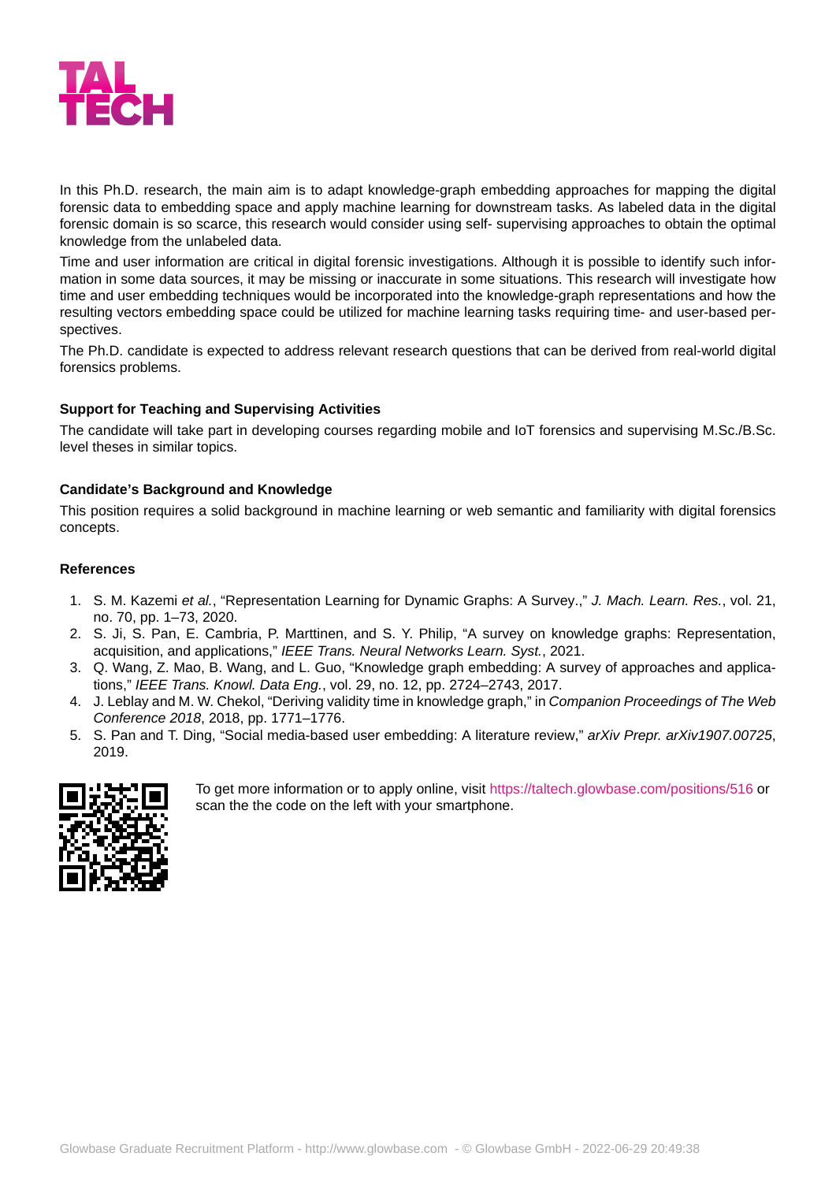In this Ph.D. research, the main aim is to adapt knowledge-graph embedding approaches for mapping the digital forensic data to embedding space and apply machine learning for downstream tasks. As labeled data in the digital forensic domain is so scarce, this research would consider using self- supervising approaches to obtain the optimal knowledge from the unlabeled data.

Time and user information are critical in digital forensic investigations. Although it is possible to identify such information in some data sources, it may be missing or inaccurate in some situations. This research will investigate how time and user embedding techniques would be incorporated into the knowledge-graph representations and how the resulting vectors embedding space could be utilized for machine learning tasks requiring time- and user-based perspectives.

The Ph.D. candidate is expected to address relevant research questions that can be derived from real-world digital forensics problems.

**Support for Teaching and Supervising Activities**

The candidate will take part in developing courses regarding mobile and IoT forensics and supervising M.Sc./B.Sc. level theses in similar topics.

**Candidate's Background and Knowledge**

This position requires a solid background in machine learning or web semantic and familiarity with digital forensics concepts.

**References**

1. S. M. Kazemi *et al.*, "Representation Learning for Dynamic Graphs: A Survey.," *J. Mach. Learn. Res.*, vol. 21, no. 70, pp. 1–73, 2020.
2. S. Ji, S. Pan, E. Cambria, P. Marttinen, and S. Y. Philip, "A survey on knowledge graphs: Representation, acquisition, and applications," *IEEE Trans. Neural Networks Learn. Syst.*, 2021.
3. Q. Wang, Z. Mao, B. Wang, and L. Guo, "Knowledge graph embedding: A survey of approaches and applications," *IEEE Trans. Knowl. Data Eng.*, vol. 29, no. 12, pp. 2724–2743, 2017.
4. J. Leblay and M. W. Chekol, "Deriving validity time in knowledge graph," in *Companion Proceedings of The Web Conference 2018*, 2018, pp. 1771–1776.
5. S. Pan and T. Ding, "Social media-based user embedding: A literature review," *arXiv Prepr. arXiv1907.00725*, 2019.

To get more information or to apply online, visit https://taltech.glowbase.com/positions/516 or scan the the code on the left with your smartphone.